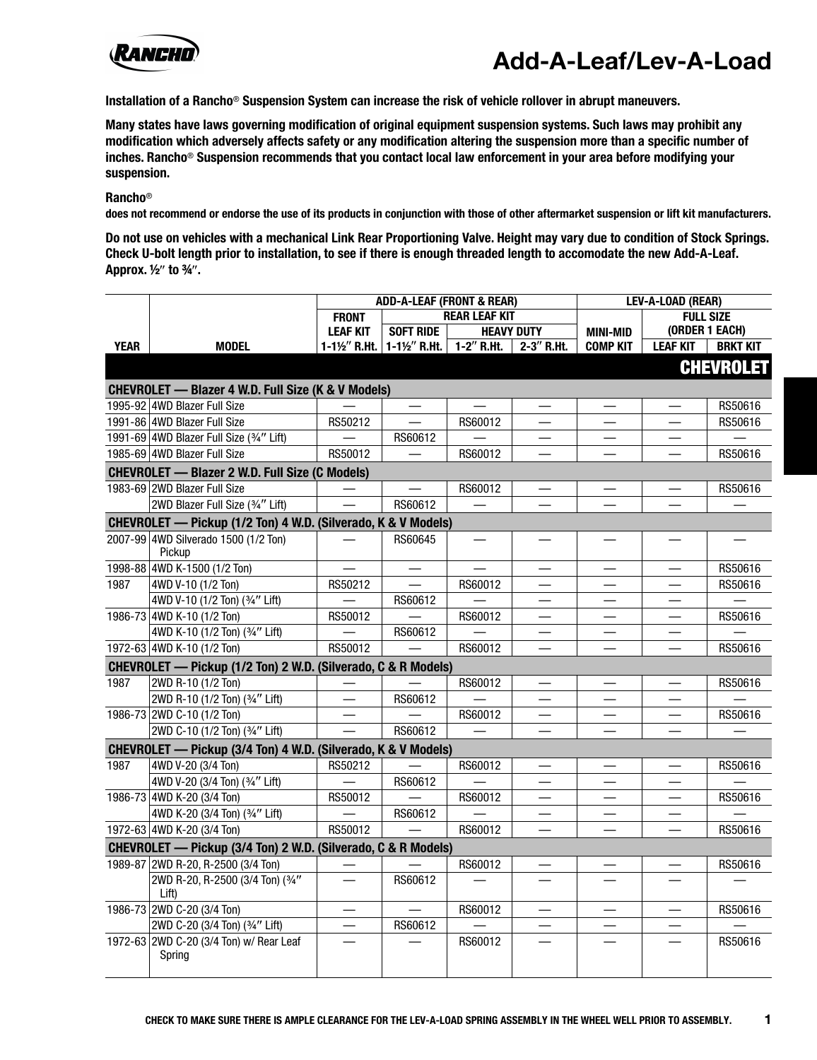# Add-A-Leaf/Lev-A-Load

**Installation of a Rancho® Suspension System can increase the risk of vehicle rollover in abrupt maneuvers.**

**Many states have laws governing modification of original equipment suspension systems. Such laws may prohibit any modification which adversely affects safety or any modification altering the suspension more than a specific number of inches. Rancho® Suspension recommends that you contact local law enforcement in your area before modifying your suspension.**

**Rancho®**
**does not recommend or endorse the use of its products in conjunction with those of other aftermarket suspension or lift kit manufacturers.**

**Do not use on vehicles with a mechanical Link Rear Proportioning Valve. Height may vary due to condition of Stock Springs. Check U-bolt length prior to installation, to see if there is enough threaded length to accomodate the new Add-A-Leaf. Approx. ½″ to ¾″.**

| | | ADD-A-LEAF (FRONT & REAR) | | | | LEV-A-LOAD (REAR) | | |
|---|---|---|---|---|---|---|---|---|
| | | FRONT LEAF KIT | REAR LEAF KIT | | | | FULL SIZE (ORDER 1 EACH) | |
| | | | SOFT RIDE | HEAVY DUTY | | MINI-MID | | |
| YEAR | MODEL | 1-1½″ R.Ht. | 1-1½″ R.Ht. | 1-2″ R.Ht. | 2-3″ R.Ht. | COMP KIT | LEAF KIT | BRKT KIT |
| **CHEVROLET** | | | | | | | | |
| **CHEVROLET — Blazer 4 W.D. Full Size (K & V Models)** | | | | | | | | |
| 1995-92 | 4WD Blazer Full Size | — | — | — | — | — | — | RS50616 |
| 1991-86 | 4WD Blazer Full Size | RS50212 | — | RS60012 | — | — | — | RS50616 |
| 1991-69 | 4WD Blazer Full Size (¾″ Lift) | — | RS60612 | — | — | — | — | — |
| 1985-69 | 4WD Blazer Full Size | RS50012 | — | RS60012 | — | — | — | RS50616 |
| **CHEVROLET — Blazer 2 W.D. Full Size (C Models)** | | | | | | | | |
| 1983-69 | 2WD Blazer Full Size | — | — | RS60012 | — | — | — | RS50616 |
| | 2WD Blazer Full Size (¾″ Lift) | — | RS60612 | — | — | — | — | — |
| **CHEVROLET — Pickup (1/2 Ton) 4 W.D. (Silverado, K & V Models)** | | | | | | | | |
| 2007-99 | 4WD Silverado 1500 (1/2 Ton) Pickup | — | RS60645 | — | — | — | — | — |
| 1998-88 | 4WD K-1500 (1/2 Ton) | — | — | — | — | — | — | RS50616 |
| 1987 | 4WD V-10 (1/2 Ton) | RS50212 | — | RS60012 | — | — | — | RS50616 |
| | 4WD V-10 (1/2 Ton) (¾″ Lift) | — | RS60612 | — | — | — | — | — |
| 1986-73 | 4WD K-10 (1/2 Ton) | RS50012 | — | RS60012 | — | — | — | RS50616 |
| | 4WD K-10 (1/2 Ton) (¾″ Lift) | — | RS60612 | — | — | — | — | — |
| 1972-63 | 4WD K-10 (1/2 Ton) | RS50012 | — | RS60012 | — | — | — | RS50616 |
| **CHEVROLET — Pickup (1/2 Ton) 2 W.D. (Silverado, C & R Models)** | | | | | | | | |
| 1987 | 2WD R-10 (1/2 Ton) | — | — | RS60012 | — | — | — | RS50616 |
| | 2WD R-10 (1/2 Ton) (¾″ Lift) | — | RS60612 | — | — | — | — | — |
| 1986-73 | 2WD C-10 (1/2 Ton) | — | — | RS60012 | — | — | — | RS50616 |
| | 2WD C-10 (1/2 Ton) (¾″ Lift) | — | RS60612 | — | — | — | — | — |
| **CHEVROLET — Pickup (3/4 Ton) 4 W.D. (Silverado, K & V Models)** | | | | | | | | |
| 1987 | 4WD V-20 (3/4 Ton) | RS50212 | — | RS60012 | — | — | — | RS50616 |
| | 4WD V-20 (3/4 Ton) (¾″ Lift) | — | RS60612 | — | — | — | — | — |
| 1986-73 | 4WD K-20 (3/4 Ton) | RS50012 | — | RS60012 | — | — | — | RS50616 |
| | 4WD K-20 (3/4 Ton) (¾″ Lift) | — | RS60612 | — | — | — | — | — |
| 1972-63 | 4WD K-20 (3/4 Ton) | RS50012 | — | RS60012 | — | — | — | RS50616 |
| **CHEVROLET — Pickup (3/4 Ton) 2 W.D. (Silverado, C & R Models)** | | | | | | | | |
| 1989-87 | 2WD R-20, R-2500 (3/4 Ton) | — | — | RS60012 | — | — | — | RS50616 |
| | 2WD R-20, R-2500 (3/4 Ton) (¾″ Lift) | — | RS60612 | — | — | — | — | — |
| 1986-73 | 2WD C-20 (3/4 Ton) | — | — | RS60012 | — | — | — | RS50616 |
| | 2WD C-20 (3/4 Ton) (¾″ Lift) | — | RS60612 | — | — | — | — | — |
| 1972-63 | 2WD C-20 (3/4 Ton) w/ Rear Leaf Spring | — | — | RS60012 | — | — | — | RS50616 |

**CHECK TO MAKE SURE THERE IS AMPLE CLEARANCE FOR THE LEV-A-LOAD SPRING ASSEMBLY IN THE WHEEL WELL PRIOR TO ASSEMBLY.**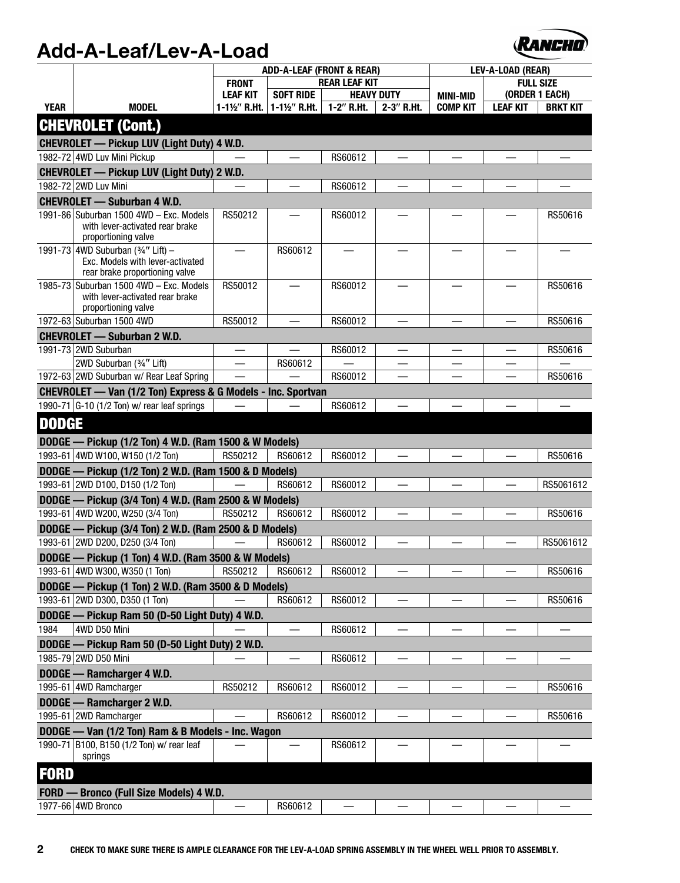# Add-A-Leaf/Lev-A-Load

| | | ADD-A-LEAF (FRONT & REAR) | | | | LEV-A-LOAD (REAR) | | |
|---|---|---|---|---|---|---|---|---|
| | | FRONT | REAR LEAF KIT | | | | FULL SIZE (ORDER 1 EACH) | |
| | | LEAF KIT | SOFT RIDE | HEAVY DUTY | | MINI-MID | | |
| YEAR | MODEL | 1-1½″ R.Ht. | 1-1½″ R.Ht. | 1-2″ R.Ht. | 2-3″ R.Ht. | COMP KIT | LEAF KIT | BRKT KIT |
| **CHEVROLET (Cont.)** | | | | | | | | |
| **CHEVROLET — Pickup LUV (Light Duty) 4 W.D.** | | | | | | | | |
| 1982-72 | 4WD Luv Mini Pickup | — | — | RS60612 | — | — | — | — |
| **CHEVROLET — Pickup LUV (Light Duty) 2 W.D.** | | | | | | | | |
| 1982-72 | 2WD Luv Mini | — | — | RS60612 | — | — | — | — |
| **CHEVROLET — Suburban 4 W.D.** | | | | | | | | |
| 1991-86 | Suburban 1500 4WD – Exc. Models with lever-activated rear brake proportioning valve | RS50212 | — | RS60012 | — | — | — | RS50616 |
| 1991-73 | 4WD Suburban (¾″ Lift) – Exc. Models with lever-activated rear brake proportioning valve | — | RS60612 | — | — | — | — | — |
| 1985-73 | Suburban 1500 4WD – Exc. Models with lever-activated rear brake proportioning valve | RS50012 | — | RS60012 | — | — | — | RS50616 |
| 1972-63 | Suburban 1500 4WD | RS50012 | — | RS60012 | — | — | — | RS50616 |
| **CHEVROLET — Suburban 2 W.D.** | | | | | | | | |
| 1991-73 | 2WD Suburban | — | — | RS60012 | — | — | — | RS50616 |
| | 2WD Suburban (¾″ Lift) | — | RS60612 | — | — | — | — | — |
| 1972-63 | 2WD Suburban w/ Rear Leaf Spring | — | — | RS60012 | — | — | — | RS50616 |
| **CHEVROLET — Van (1/2 Ton) Express & G Models - Inc. Sportvan** | | | | | | | | |
| 1990-71 | G-10 (1/2 Ton) w/ rear leaf springs | — | — | RS60612 | — | — | — | — |
| **DODGE** | | | | | | | | |
| **DODGE — Pickup (1/2 Ton) 4 W.D. (Ram 1500 & W Models)** | | | | | | | | |
| 1993-61 | 4WD W100, W150 (1/2 Ton) | RS50212 | RS60612 | RS60012 | — | — | — | RS50616 |
| **DODGE — Pickup (1/2 Ton) 2 W.D. (Ram 1500 & D Models)** | | | | | | | | |
| 1993-61 | 2WD D100, D150 (1/2 Ton) | — | RS60612 | RS60012 | — | — | — | RS5061612 |
| **DODGE — Pickup (3/4 Ton) 4 W.D. (Ram 2500 & W Models)** | | | | | | | | |
| 1993-61 | 4WD W200, W250 (3/4 Ton) | RS50212 | RS60612 | RS60012 | — | — | — | RS50616 |
| **DODGE — Pickup (3/4 Ton) 2 W.D. (Ram 2500 & D Models)** | | | | | | | | |
| 1993-61 | 2WD D200, D250 (3/4 Ton) | — | RS60612 | RS60012 | — | — | — | RS5061612 |
| **DODGE — Pickup (1 Ton) 4 W.D. (Ram 3500 & W Models)** | | | | | | | | |
| 1993-61 | 4WD W300, W350 (1 Ton) | RS50212 | RS60612 | RS60012 | — | — | — | RS50616 |
| **DODGE — Pickup (1 Ton) 2 W.D. (Ram 3500 & D Models)** | | | | | | | | |
| 1993-61 | 2WD D300, D350 (1 Ton) | — | RS60612 | RS60012 | — | — | — | RS50616 |
| **DODGE — Pickup Ram 50 (D-50 Light Duty) 4 W.D.** | | | | | | | | |
| 1984 | 4WD D50 Mini | — | — | RS60612 | — | — | — | — |
| **DODGE — Pickup Ram 50 (D-50 Light Duty) 2 W.D.** | | | | | | | | |
| 1985-79 | 2WD D50 Mini | — | — | RS60612 | — | — | — | — |
| **DODGE — Ramcharger 4 W.D.** | | | | | | | | |
| 1995-61 | 4WD Ramcharger | RS50212 | RS60612 | RS60012 | — | — | — | RS50616 |
| **DODGE — Ramcharger 2 W.D.** | | | | | | | | |
| 1995-61 | 2WD Ramcharger | — | RS60612 | RS60012 | — | — | — | RS50616 |
| **DODGE — Van (1/2 Ton) Ram & B Models - Inc. Wagon** | | | | | | | | |
| 1990-71 | B100, B150 (1/2 Ton) w/ rear leaf springs | — | — | RS60612 | — | — | — | — |
| **FORD** | | | | | | | | |
| **FORD — Bronco (Full Size Models) 4 W.D.** | | | | | | | | |
| 1977-66 | 4WD Bronco | — | RS60612 | — | — | — | — | — |

**CHECK TO MAKE SURE THERE IS AMPLE CLEARANCE FOR THE LEV-A-LOAD SPRING ASSEMBLY IN THE WHEEL WELL PRIOR TO ASSEMBLY.**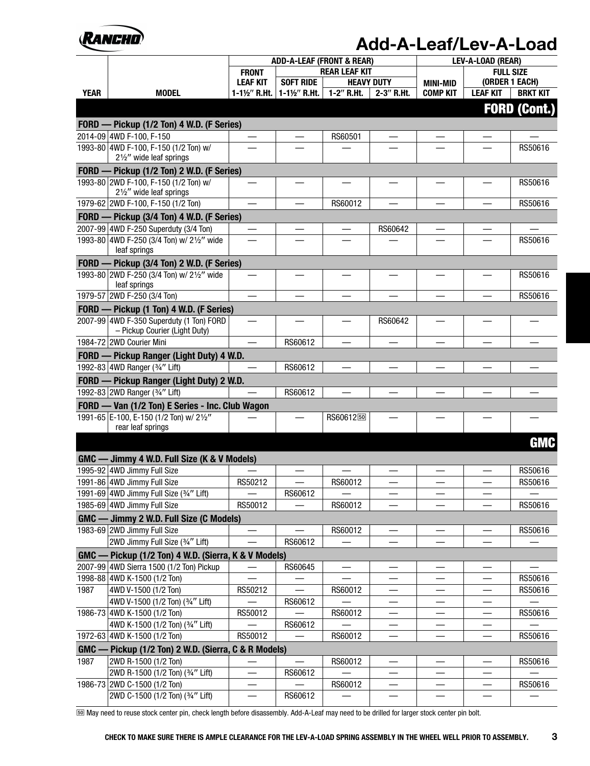# Add-A-Leaf/Lev-A-Load

| | | ADD-A-LEAF (FRONT & REAR) | | | | LEV-A-LOAD (REAR) | | |
|---|---|---|---|---|---|---|---|---|
| | | FRONT | REAR LEAF KIT | | | | FULL SIZE (ORDER 1 EACH) | |
| | | LEAF KIT | SOFT RIDE | HEAVY DUTY | | MINI-MID | | |
| YEAR | MODEL | 1-1½″ R.Ht. | 1-1½″ R.Ht. | 1-2″ R.Ht. | 2-3″ R.Ht. | COMP KIT | LEAF KIT | BRKT KIT |
| **FORD (Cont.)** | | | | | | | | |
| **FORD — Pickup (1/2 Ton) 4 W.D. (F Series)** | | | | | | | | |
| 2014-09 | 4WD F-100, F-150 | — | — | RS60501 | — | — | — | — |
| 1993-80 | 4WD F-100, F-150 (1/2 Ton) w/ 2½″ wide leaf springs | — | — | — | — | — | — | RS50616 |
| **FORD — Pickup (1/2 Ton) 2 W.D. (F Series)** | | | | | | | | |
| 1993-80 | 2WD F-100, F-150 (1/2 Ton) w/ 2½″ wide leaf springs | — | — | — | — | — | — | RS50616 |
| 1979-62 | 2WD F-100, F-150 (1/2 Ton) | — | — | RS60012 | — | — | — | RS50616 |
| **FORD — Pickup (3/4 Ton) 4 W.D. (F Series)** | | | | | | | | |
| 2007-99 | 4WD F-250 Superduty (3/4 Ton) | — | — | — | RS60642 | — | — | — |
| 1993-80 | 4WD F-250 (3/4 Ton) w/ 2½″ wide leaf springs | — | — | — | — | — | — | RS50616 |
| **FORD — Pickup (3/4 Ton) 2 W.D. (F Series)** | | | | | | | | |
| 1993-80 | 2WD F-250 (3/4 Ton) w/ 2½″ wide leaf springs | — | — | — | — | — | — | RS50616 |
| 1979-57 | 2WD F-250 (3/4 Ton) | — | — | — | — | — | — | RS50616 |
| **FORD — Pickup (1 Ton) 4 W.D. (F Series)** | | | | | | | | |
| 2007-99 | 4WD F-350 Superduty (1 Ton) FORD – Pickup Courier (Light Duty) | — | — | — | RS60642 | — | — | — |
| 1984-72 | 2WD Courier Mini | — | RS60612 | — | — | — | — | — |
| **FORD — Pickup Ranger (Light Duty) 4 W.D.** | | | | | | | | |
| 1992-83 | 4WD Ranger (¾″ Lift) | — | RS60612 | — | — | — | — | — |
| **FORD — Pickup Ranger (Light Duty) 2 W.D.** | | | | | | | | |
| 1992-83 | 2WD Ranger (¾″ Lift) | — | RS60612 | — | — | — | — | — |
| **FORD — Van (1/2 Ton) E Series - Inc. Club Wagon** | | | | | | | | |
| 1991-65 | E-100, E-150 (1/2 Ton) w/ 2½″ rear leaf springs | — | — | RS60612 [50] | — | — | — | — |
| **GMC** | | | | | | | | |
| **GMC — Jimmy 4 W.D. Full Size (K & V Models)** | | | | | | | | |
| 1995-92 | 4WD Jimmy Full Size | — | — | — | — | — | — | RS50616 |
| 1991-86 | 4WD Jimmy Full Size | RS50212 | — | RS60012 | — | — | — | RS50616 |
| 1991-69 | 4WD Jimmy Full Size (¾″ Lift) | — | RS60612 | — | — | — | — | — |
| 1985-69 | 4WD Jimmy Full Size | RS50012 | — | RS60012 | — | — | — | RS50616 |
| **GMC — Jimmy 2 W.D. Full Size (C Models)** | | | | | | | | |
| 1983-69 | 2WD Jimmy Full Size | — | — | RS60012 | — | — | — | RS50616 |
| | 2WD Jimmy Full Size (¾″ Lift) | — | RS60612 | — | — | — | — | — |
| **GMC — Pickup (1/2 Ton) 4 W.D. (Sierra, K & V Models)** | | | | | | | | |
| 2007-99 | 4WD Sierra 1500 (1/2 Ton) Pickup | — | RS60645 | — | — | — | — | — |
| 1998-88 | 4WD K-1500 (1/2 Ton) | — | — | — | — | — | — | RS50616 |
| 1987 | 4WD V-1500 (1/2 Ton) | RS50212 | — | RS60012 | — | — | — | RS50616 |
| | 4WD V-1500 (1/2 Ton) (¾″ Lift) | — | RS60612 | — | — | — | — | — |
| 1986-73 | 4WD K-1500 (1/2 Ton) | RS50012 | — | RS60012 | — | — | — | RS50616 |
| | 4WD K-1500 (1/2 Ton) (¾″ Lift) | — | RS60612 | — | — | — | — | — |
| 1972-63 | 4WD K-1500 (1/2 Ton) | RS50012 | — | RS60012 | — | — | — | RS50616 |
| **GMC — Pickup (1/2 Ton) 2 W.D. (Sierra, C & R Models)** | | | | | | | | |
| 1987 | 2WD R-1500 (1/2 Ton) | — | — | RS60012 | — | — | — | RS50616 |
| | 2WD R-1500 (1/2 Ton) (¾″ Lift) | — | RS60612 | — | — | — | — | — |
| 1986-73 | 2WD C-1500 (1/2 Ton) | — | — | RS60012 | — | — | — | RS50616 |
| | 2WD C-1500 (1/2 Ton) (¾″ Lift) | — | RS60612 | — | — | — | — | — |

[50] May need to reuse stock center pin, check length before disassembly. Add-A-Leaf may need to be drilled for larger stock center pin bolt.

**CHECK TO MAKE SURE THERE IS AMPLE CLEARANCE FOR THE LEV-A-LOAD SPRING ASSEMBLY IN THE WHEEL WELL PRIOR TO ASSEMBLY.**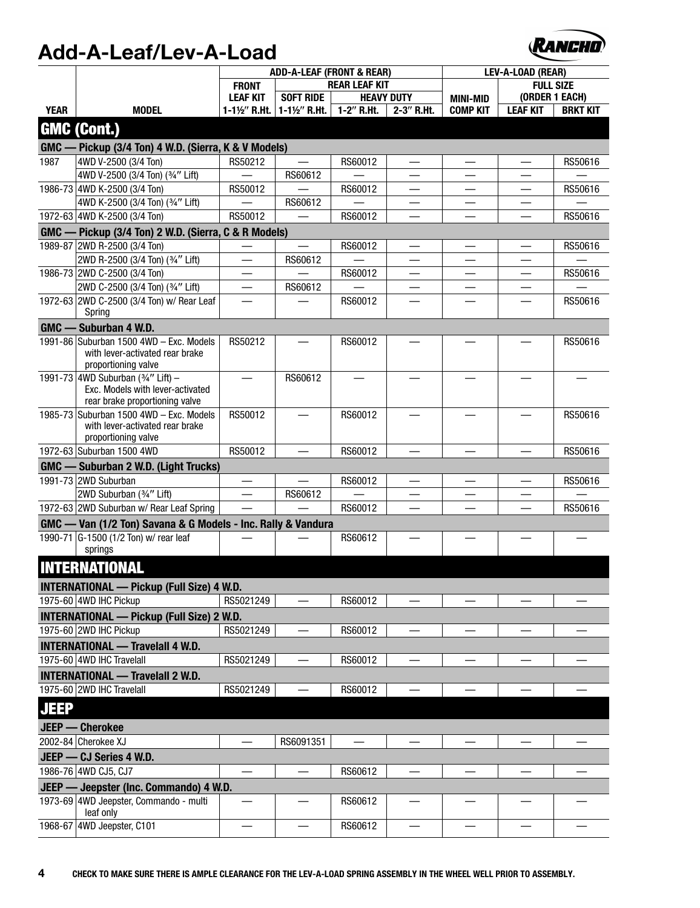# Add-A-Leaf/Lev-A-Load

| | | ADD-A-LEAF (FRONT & REAR) | | | | LEV-A-LOAD (REAR) | | |
|---|---|---|---|---|---|---|---|---|
| | | FRONT | REAR LEAF KIT | | | | FULL SIZE (ORDER 1 EACH) | |
| | | LEAF KIT | SOFT RIDE | HEAVY DUTY | | MINI-MID | | |
| YEAR | MODEL | 1-1½″ R.Ht. | 1-1½″ R.Ht. | 1-2″ R.Ht. | 2-3″ R.Ht. | COMP KIT | LEAF KIT | BRKT KIT |
| **GMC (Cont.)** | | | | | | | | |
| **GMC — Pickup (3/4 Ton) 4 W.D. (Sierra, K & V Models)** | | | | | | | | |
| 1987 | 4WD V-2500 (3/4 Ton) | RS50212 | — | RS60012 | — | — | — | RS50616 |
| | 4WD V-2500 (3/4 Ton) (¾″ Lift) | — | RS60612 | — | — | — | — | — |
| 1986-73 | 4WD K-2500 (3/4 Ton) | RS50012 | — | RS60012 | — | — | — | RS50616 |
| | 4WD K-2500 (3/4 Ton) (¾″ Lift) | — | RS60612 | — | — | — | — | — |
| 1972-63 | 4WD K-2500 (3/4 Ton) | RS50012 | — | RS60012 | — | — | — | RS50616 |
| **GMC — Pickup (3/4 Ton) 2 W.D. (Sierra, C & R Models)** | | | | | | | | |
| 1989-87 | 2WD R-2500 (3/4 Ton) | — | — | RS60012 | — | — | — | RS50616 |
| | 2WD R-2500 (3/4 Ton) (¾″ Lift) | — | RS60612 | — | — | — | — | — |
| 1986-73 | 2WD C-2500 (3/4 Ton) | — | — | RS60012 | — | — | — | RS50616 |
| | 2WD C-2500 (3/4 Ton) (¾″ Lift) | — | RS60612 | — | — | — | — | — |
| 1972-63 | 2WD C-2500 (3/4 Ton) w/ Rear Leaf Spring | — | — | RS60012 | — | — | — | RS50616 |
| **GMC — Suburban 4 W.D.** | | | | | | | | |
| 1991-86 | Suburban 1500 4WD – Exc. Models with lever-activated rear brake proportioning valve | RS50212 | — | RS60012 | — | — | — | RS50616 |
| 1991-73 | 4WD Suburban (¾″ Lift) – Exc. Models with lever-activated rear brake proportioning valve | — | RS60612 | — | — | — | — | — |
| 1985-73 | Suburban 1500 4WD – Exc. Models with lever-activated rear brake proportioning valve | RS50012 | — | RS60012 | — | — | — | RS50616 |
| 1972-63 | Suburban 1500 4WD | RS50012 | — | RS60012 | — | — | — | RS50616 |
| **GMC — Suburban 2 W.D. (Light Trucks)** | | | | | | | | |
| 1991-73 | 2WD Suburban | — | — | RS60012 | — | — | — | RS50616 |
| | 2WD Suburban (¾″ Lift) | — | RS60612 | — | — | — | — | — |
| 1972-63 | 2WD Suburban w/ Rear Leaf Spring | — | — | RS60012 | — | — | — | RS50616 |
| **GMC — Van (1/2 Ton) Savana & G Models - Inc. Rally & Vandura** | | | | | | | | |
| 1990-71 | G-1500 (1/2 Ton) w/ rear leaf springs | — | — | RS60612 | — | — | — | — |
| **INTERNATIONAL** | | | | | | | | |
| **INTERNATIONAL — Pickup (Full Size) 4 W.D.** | | | | | | | | |
| 1975-60 | 4WD IHC Pickup | RS5021249 | — | RS60012 | — | — | — | — |
| **INTERNATIONAL — Pickup (Full Size) 2 W.D.** | | | | | | | | |
| 1975-60 | 2WD IHC Pickup | RS5021249 | — | RS60012 | — | — | — | — |
| **INTERNATIONAL — Travelall 4 W.D.** | | | | | | | | |
| 1975-60 | 4WD IHC Travelall | RS5021249 | — | RS60012 | — | — | — | — |
| **INTERNATIONAL — Travelall 2 W.D.** | | | | | | | | |
| 1975-60 | 2WD IHC Travelall | RS5021249 | — | RS60012 | — | — | — | — |
| **JEEP** | | | | | | | | |
| **JEEP — Cherokee** | | | | | | | | |
| 2002-84 | Cherokee XJ | — | RS6091351 | — | — | — | — | — |
| **JEEP — CJ Series 4 W.D.** | | | | | | | | |
| 1986-76 | 4WD CJ5, CJ7 | — | — | RS60612 | — | — | — | — |
| **JEEP — Jeepster (Inc. Commando) 4 W.D.** | | | | | | | | |
| 1973-69 | 4WD Jeepster, Commando - multi leaf only | — | — | RS60612 | — | — | — | — |
| 1968-67 | 4WD Jeepster, C101 | — | — | RS60612 | — | — | — | — |

**CHECK TO MAKE SURE THERE IS AMPLE CLEARANCE FOR THE LEV-A-LOAD SPRING ASSEMBLY IN THE WHEEL WELL PRIOR TO ASSEMBLY.**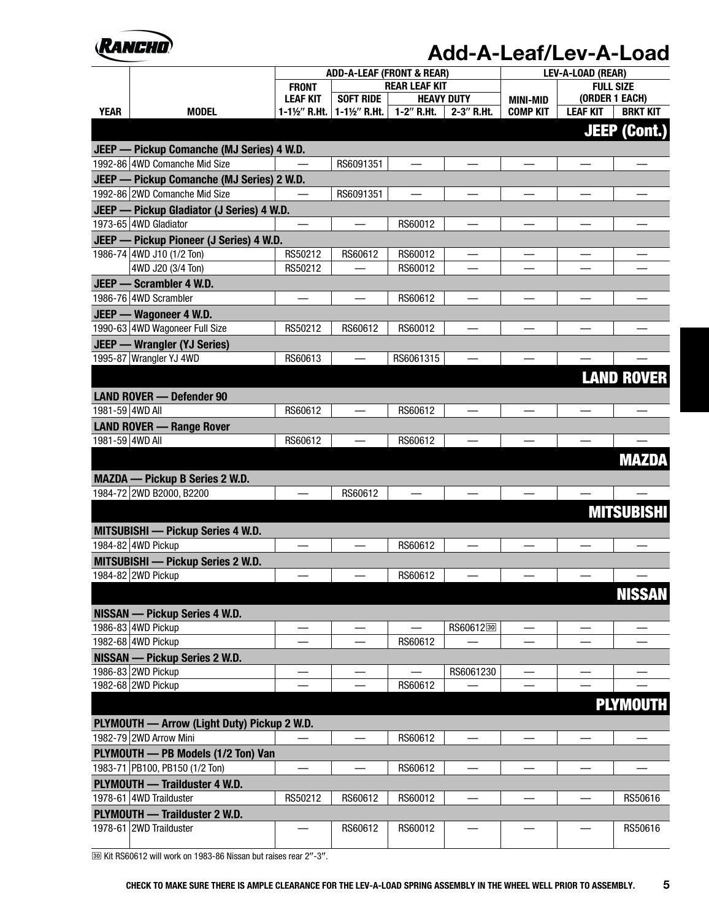# Add-A-Leaf/Lev-A-Load

| YEAR | MODEL | ADD-A-LEAF (FRONT & REAR) | | | | LEV-A-LOAD (REAR) | | |
|---|---|---|---|---|---|---|---|---|
| | | FRONT LEAF KIT | REAR LEAF KIT | | | MINI-MID COMP KIT | FULL SIZE (ORDER 1 EACH) | |
| | | | SOFT RIDE | HEAVY DUTY | | | | |
| | | 1-1½″ R.Ht. | 1-1½″ R.Ht. | 1-2″ R.Ht. | 2-3″ R.Ht. | | LEAF KIT | BRKT KIT |
| **JEEP (Cont.)** | | | | | | | | |
| **JEEP — Pickup Comanche (MJ Series) 4 W.D.** | | | | | | | | |
| 1992-86 | 4WD Comanche Mid Size | — | RS6091351 | — | — | — | — | — |
| **JEEP — Pickup Comanche (MJ Series) 2 W.D.** | | | | | | | | |
| 1992-86 | 2WD Comanche Mid Size | — | RS6091351 | — | — | — | — | — |
| **JEEP — Pickup Gladiator (J Series) 4 W.D.** | | | | | | | | |
| 1973-65 | 4WD Gladiator | — | — | RS60012 | — | — | — | — |
| **JEEP — Pickup Pioneer (J Series) 4 W.D.** | | | | | | | | |
| 1986-74 | 4WD J10 (1/2 Ton) | RS50212 | RS60612 | RS60012 | — | — | — | — |
| | 4WD J20 (3/4 Ton) | RS50212 | — | RS60012 | — | — | — | — |
| **JEEP — Scrambler 4 W.D.** | | | | | | | | |
| 1986-76 | 4WD Scrambler | — | — | RS60612 | — | — | — | — |
| **JEEP — Wagoneer 4 W.D.** | | | | | | | | |
| 1990-63 | 4WD Wagoneer Full Size | RS50212 | RS60612 | RS60012 | — | — | — | — |
| **JEEP — Wrangler (YJ Series)** | | | | | | | | |
| 1995-87 | Wrangler YJ 4WD | RS60613 | — | RS6061315 | — | — | — | — |
| **LAND ROVER** | | | | | | | | |
| **LAND ROVER — Defender 90** | | | | | | | | |
| 1981-59 | 4WD All | RS60612 | — | RS60612 | — | — | — | — |
| **LAND ROVER — Range Rover** | | | | | | | | |
| 1981-59 | 4WD All | RS60612 | — | RS60612 | — | — | — | — |
| **MAZDA** | | | | | | | | |
| **MAZDA — Pickup B Series 2 W.D.** | | | | | | | | |
| 1984-72 | 2WD B2000, B2200 | — | RS60612 | — | — | — | — | — |
| **MITSUBISHI** | | | | | | | | |
| **MITSUBISHI — Pickup Series 4 W.D.** | | | | | | | | |
| 1984-82 | 4WD Pickup | — | — | RS60612 | — | — | — | — |
| **MITSUBISHI — Pickup Series 2 W.D.** | | | | | | | | |
| 1984-82 | 2WD Pickup | — | — | RS60612 | — | — | — | — |
| **NISSAN** | | | | | | | | |
| **NISSAN — Pickup Series 4 W.D.** | | | | | | | | |
| 1986-83 | 4WD Pickup | — | — | — | RS60612 [30] | — | — | — |
| 1982-68 | 4WD Pickup | — | — | RS60612 | — | — | — | — |
| **NISSAN — Pickup Series 2 W.D.** | | | | | | | | |
| 1986-83 | 2WD Pickup | — | — | — | RS6061230 | — | — | — |
| 1982-68 | 2WD Pickup | — | — | RS60612 | — | — | — | — |
| **PLYMOUTH** | | | | | | | | |
| **PLYMOUTH — Arrow (Light Duty) Pickup 2 W.D.** | | | | | | | | |
| 1982-79 | 2WD Arrow Mini | — | — | RS60612 | — | — | — | — |
| **PLYMOUTH — PB Models (1/2 Ton) Van** | | | | | | | | |
| 1983-71 | PB100, PB150 (1/2 Ton) | — | — | RS60612 | — | — | — | — |
| **PLYMOUTH — Trailduster 4 W.D.** | | | | | | | | |
| 1978-61 | 4WD Trailduster | RS50212 | RS60612 | RS60012 | — | — | — | RS50616 |
| **PLYMOUTH — Trailduster 2 W.D.** | | | | | | | | |
| 1978-61 | 2WD Trailduster | — | RS60612 | RS60012 | — | — | — | RS50616 |

[30] Kit RS60612 will work on 1983-86 Nissan but raises rear 2″-3″.

**CHECK TO MAKE SURE THERE IS AMPLE CLEARANCE FOR THE LEV-A-LOAD SPRING ASSEMBLY IN THE WHEEL WELL PRIOR TO ASSEMBLY.**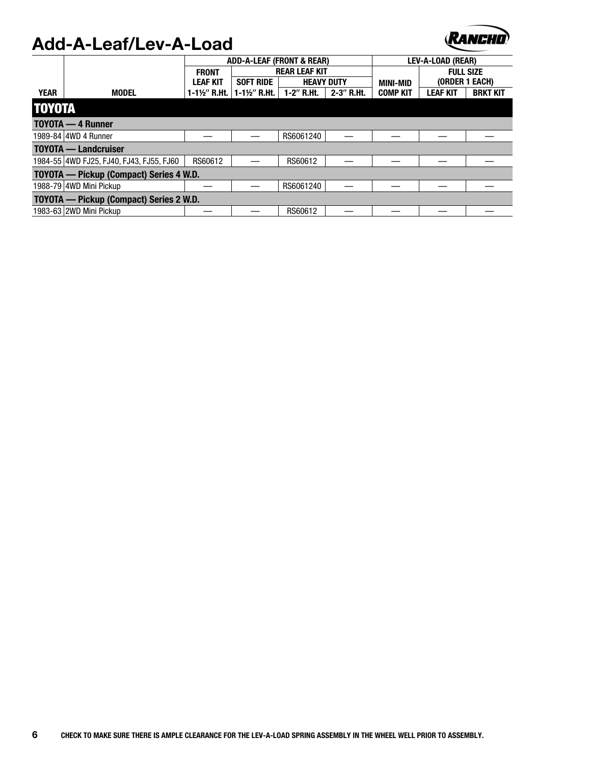# Add-A-Leaf/Lev-A-Load

RANCHO

| | | ADD-A-LEAF (FRONT & REAR) | | | | LEV-A-LOAD (REAR) | | |
|---|---|---|---|---|---|---|---|---|
| | | FRONT LEAF KIT | REAR LEAF KIT | | | MINI-MID | FULL SIZE (ORDER 1 EACH) | |
| | | | SOFT RIDE | HEAVY DUTY | | | | |
| YEAR | MODEL | 1-1½″ R.Ht. | 1-1½″ R.Ht. | 1-2″ R.Ht. | 2-3″ R.Ht. | COMP KIT | LEAF KIT | BRKT KIT |
| **TOYOTA** | | | | | | | | |
| **TOYOTA — 4 Runner** | | | | | | | | |
| 1989-84 | 4WD 4 Runner | — | — | RS6061240 | — | — | — | — |
| **TOYOTA — Landcruiser** | | | | | | | | |
| 1984-55 | 4WD FJ25, FJ40, FJ43, FJ55, FJ60 | RS60612 | — | RS60612 | — | — | — | — |
| **TOYOTA — Pickup (Compact) Series 4 W.D.** | | | | | | | | |
| 1988-79 | 4WD Mini Pickup | — | — | RS6061240 | — | — | — | — |
| **TOYOTA — Pickup (Compact) Series 2 W.D.** | | | | | | | | |
| 1983-63 | 2WD Mini Pickup | — | — | RS60612 | — | — | — | — |

CHECK TO MAKE SURE THERE IS AMPLE CLEARANCE FOR THE LEV-A-LOAD SPRING ASSEMBLY IN THE WHEEL WELL PRIOR TO ASSEMBLY.